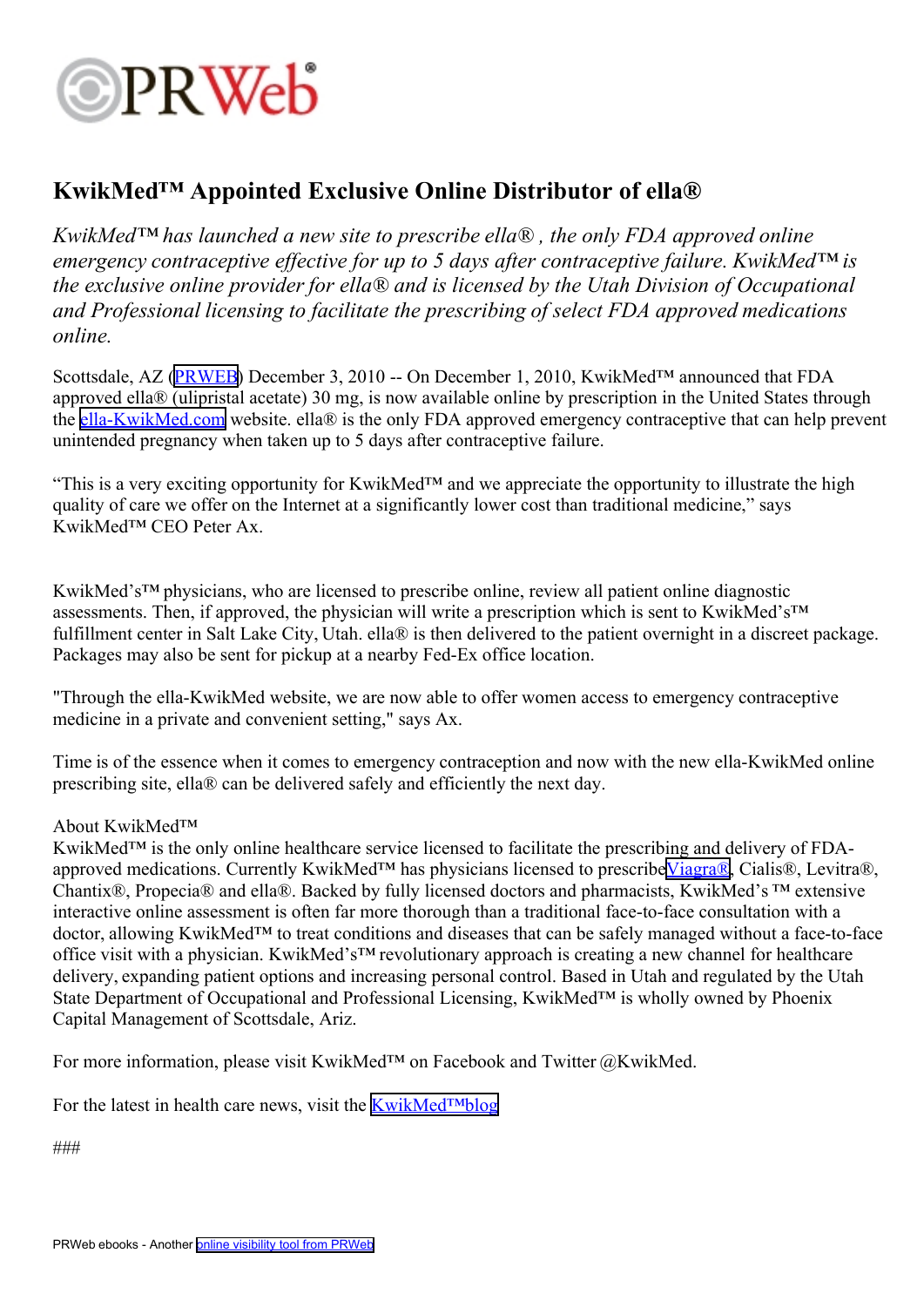# KwikMed™ Appointed Exclusive Online Distributor of ella®

*KwikMed™ has launched a new site to prescribe ella®, the only FDA approved online emergency contraceptive effective for up to 5 days after contraceptive failure. KwikMed™ is the exclusive online provider for ella® and is licensed by the Utah Division of Occupational and Professional licensing to facilitate the prescribing of select FDA approved medications online.*

Scottsdale, AZ (PRWEB) December 3, 2010 -- On December 1, 2010, KwikMed™ announced that FDA approved ella® (ulipristal acetate) 30 mg, is now available online by prescription in the United States through the ella-KwikMed.com website. ella® is the only FDA approved emergency contraceptive that can help prevent unintended pregnancy when taken up to 5 days after contraceptive failure.

"This is a very exciting opportunity for KwikMed™ and we appreciate the opportunity to illustrate the high quality of care we offer on the Internet at a significantly lower cost than traditional medicine," says KwikMed™ CEO Peter Ax.

KwikMed's™ physicians, who are licensed to prescribe online, review all patient online diagnostic assessments. Then, if approved, the physician will write a prescription which is sent to KwikMed's™ fulfillment center in Salt Lake City, Utah. ella® is then delivered to the patient overnight in a discreet package. Packages may also be sent for pickup at a nearby Fed-Ex office location.

"Through the ella-KwikMed website, we are now able to offer women access to emergency contraceptive medicine in a private and convenient setting," says Ax.

Time is of the essence when it comes to emergency contraception and now with the new ella-KwikMed online prescribing site, ella® can be delivered safely and efficiently the next day.

About KwikMed™
KwikMed™ is the only online healthcare service licensed to facilitate the prescribing and delivery of FDA-approved medications. Currently KwikMed™ has physicians licensed to prescribe Viagra®, Cialis®, Levitra®, Chantix®, Propecia® and ella®. Backed by fully licensed doctors and pharmacists, KwikMed's ™ extensive interactive online assessment is often far more thorough than a traditional face-to-face consultation with a doctor, allowing KwikMed™ to treat conditions and diseases that can be safely managed without a face-to-face office visit with a physician. KwikMed's™ revolutionary approach is creating a new channel for healthcare delivery, expanding patient options and increasing personal control. Based in Utah and regulated by the Utah State Department of Occupational and Professional Licensing, KwikMed™ is wholly owned by Phoenix Capital Management of Scottsdale, Ariz.

For more information, please visit KwikMed™ on Facebook and Twitter @KwikMed.

For the latest in health care news, visit the KwikMed™blog

###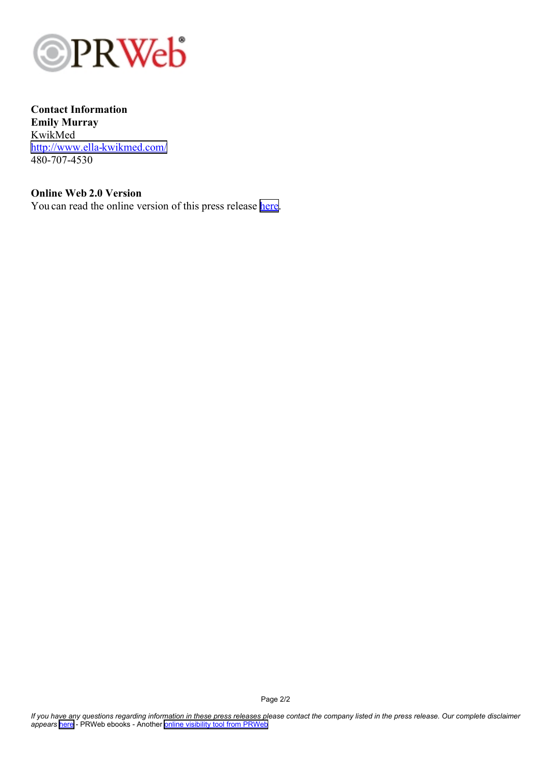**Contact Information**
**Emily Murray**
KwikMed
http://www.ella-kwikmed.com/
480-707-4530

**Online Web 2.0 Version**
You can read the online version of this press release here.

*If you have any questions regarding information in these press releases please contact the company listed in the press release. Our complete disclaimer appears here* - PRWeb ebooks - Another online visibility tool from PRWeb